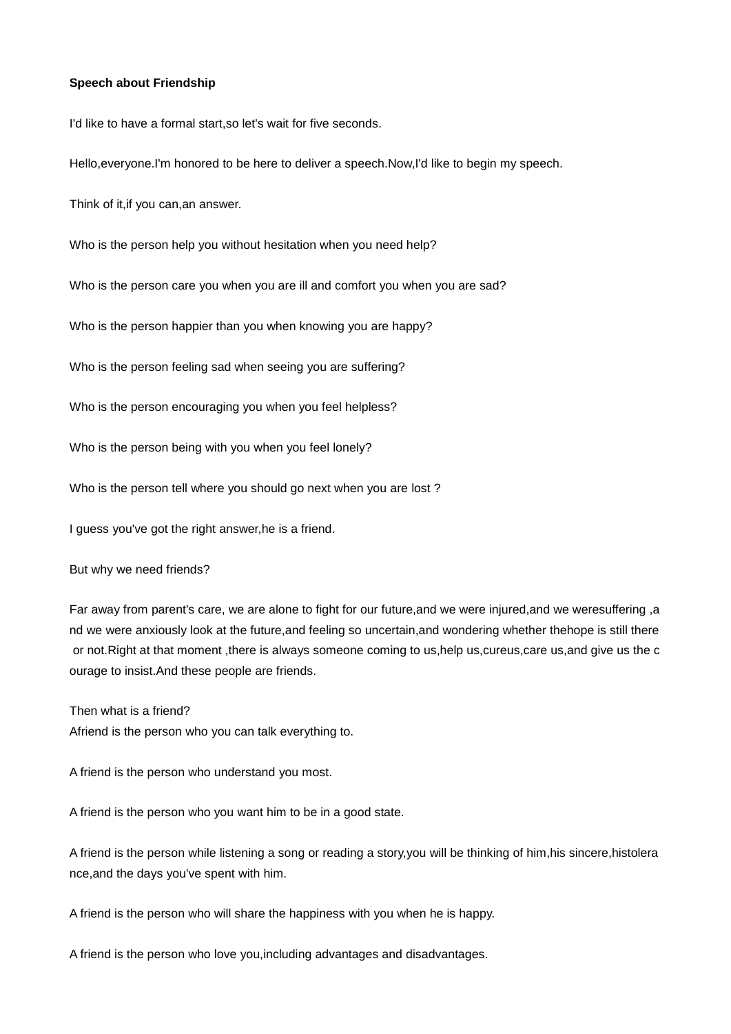**Speech about Friendship**

I'd like to have a formal start,so let's wait for five seconds.

Hello,everyone.I'm honored to be here to deliver a speech.Now,I'd like to begin my speech.

Think of it,if you can,an answer.

Who is the person help you without hesitation when you need help?

Who is the person care you when you are ill and comfort you when you are sad?

Who is the person happier than you when knowing you are happy?

Who is the person feeling sad when seeing you are suffering?

Who is the person encouraging you when you feel helpless?

Who is the person being with you when you feel lonely?

Who is the person tell where you should go next when you are lost ?

I guess you've got the right answer,he is a friend.

But why we need friends?

Far away from parent's care, we are alone to fight for our future,and we were injured,and we weresuffering ,and we were anxiously look at the future,and feeling so uncertain,and wondering whether thehope is still there or not.Right at that moment ,there is always someone coming to us,help us,cureus,care us,and give us the courage to insist.And these people are friends.

Then what is a friend?
Afriend is the person who you can talk everything to.

A friend is the person who understand you most.

A friend is the person who you want him to be in a good state.

A friend is the person while listening a song or reading a story,you will be thinking of him,his sincere,histolerance,and the days you've spent with him.

A friend is the person who will share the happiness with you when he is happy.

A friend is the person who love you,including advantages and disadvantages.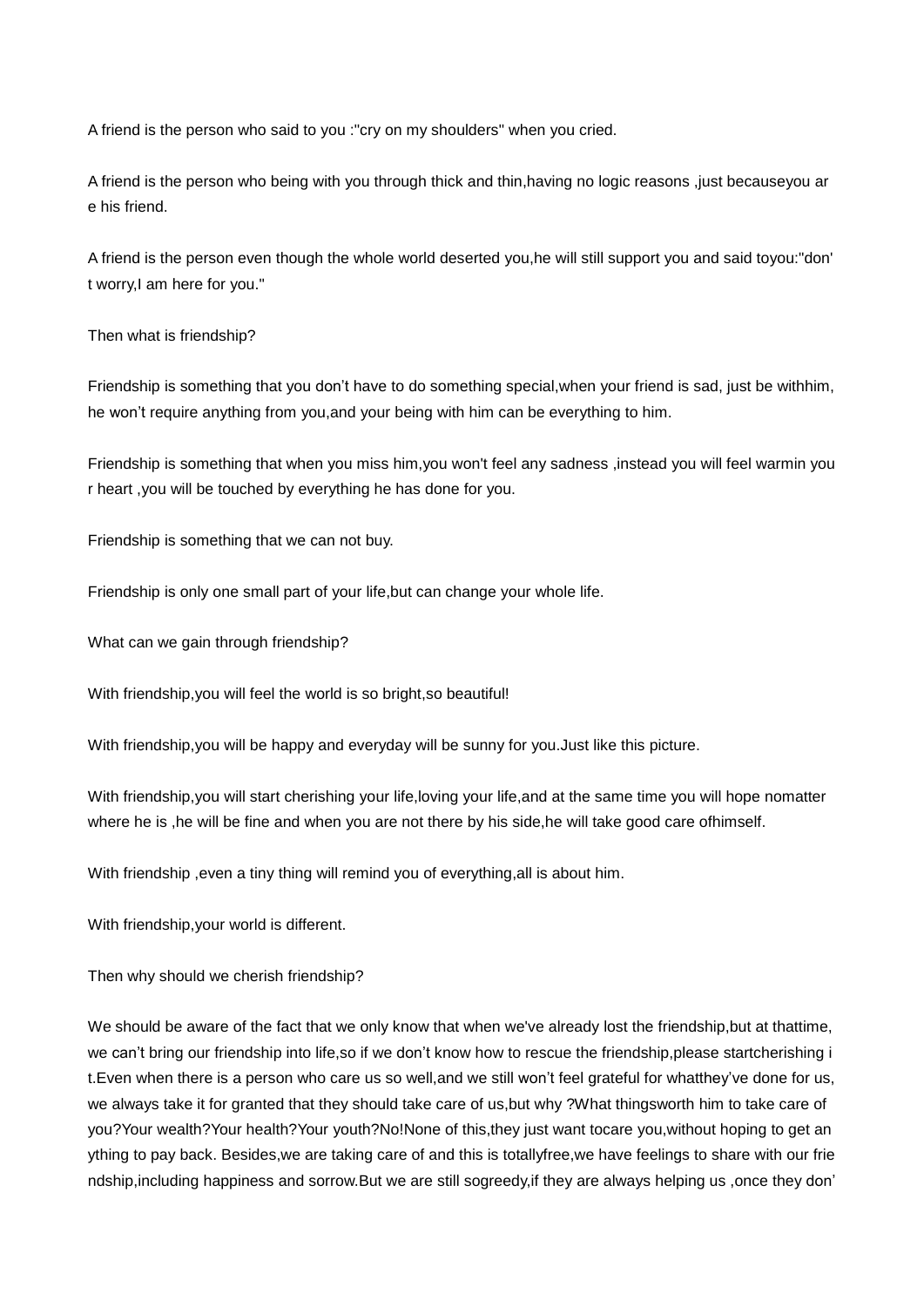A friend is the person who said to you :"cry on my shoulders" when you cried.

A friend is the person who being with you through thick and thin,having no logic reasons ,just becauseyou are his friend.

A friend is the person even though the whole world deserted you,he will still support you and said toyou:"don't worry,I am here for you."

Then what is friendship?

Friendship is something that you don't have to do something special,when your friend is sad, just be withhim, he won't require anything from you,and your being with him can be everything to him.

Friendship is something that when you miss him,you won't feel any sadness ,instead you will feel warmin your heart ,you will be touched by everything he has done for you.

Friendship is something that we can not buy.

Friendship is only one small part of your life,but can change your whole life.

What can we gain through friendship?

With friendship,you will feel the world is so bright,so beautiful!

With friendship,you will be happy and everyday will be sunny for you.Just like this picture.

With friendship,you will start cherishing your life,loving your life,and at the same time you will hope nomatter where he is ,he will be fine and when you are not there by his side,he will take good care ofhimself.

With friendship ,even a tiny thing will remind you of everything,all is about him.

With friendship,your world is different.

Then why should we cherish friendship?

We should be aware of the fact that we only know that when we've already lost the friendship,but at thattime, we can't bring our friendship into life,so if we don't know how to rescue the friendship,please startcherishing it.Even when there is a person who care us so well,and we still won't feel grateful for whatthey've done for us, we always take it for granted that they should take care of us,but why ?What thingsworth him to take care of you?Your wealth?Your health?Your youth?No!None of this,they just want tocare you,without hoping to get anything to pay back. Besides,we are taking care of and this is totallyfree,we have feelings to share with our friendship,including happiness and sorrow.But we are still sogreedy,if they are always helping us ,once they don'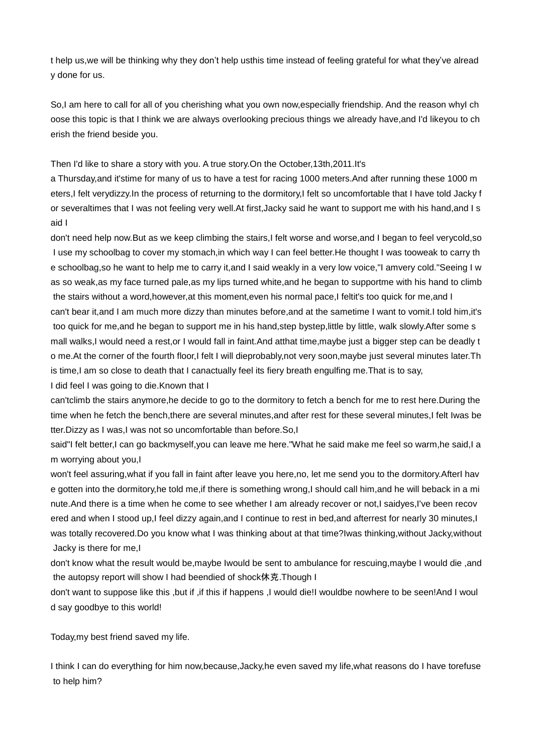t help us,we will be thinking why they don't help usthis time instead of feeling grateful for what they've already done for us.

So,I am here to call for all of you cherishing what you own now,especially friendship. And the reason whyI choose this topic is that I think we are always overlooking precious things we already have,and I'd likeyou to cherish the friend beside you.

Then I'd like to share a story with you. A true story.On the October,13th,2011.It's
a Thursday,and it'stime for many of us to have a test for racing 1000 meters.And after running these 1000 meters,I felt verydizzy.In the process of returning to the dormitory,I felt so uncomfortable that I have told Jacky for severaltimes that I was not feeling very well.At first,Jacky said he want to support me with his hand,and I said I
don't need help now.But as we keep climbing the stairs,I felt worse and worse,and I began to feel verycold,so I use my schoolbag to cover my stomach,in which way I can feel better.He thought I was tooweak to carry the schoolbag,so he want to help me to carry it,and I said weakly in a very low voice,"I amvery cold."Seeing I was so weak,as my face turned pale,as my lips turned white,and he began to supportme with his hand to climb the stairs without a word,however,at this moment,even his normal pace,I feltit's too quick for me,and I
can't bear it,and I am much more dizzy than minutes before,and at the sametime I want to vomit.I told him,it's too quick for me,and he began to support me in his hand,step bystep,little by little, walk slowly.After some small walks,I would need a rest,or I would fall in faint.And atthat time,maybe just a bigger step can be deadly to me.At the corner of the fourth floor,I felt I will dieprobably,not very soon,maybe just several minutes later.This time,I am so close to death that I canactually feel its fiery breath engulfing me.That is to say,
I did feel I was going to die.Known that I
can'tclimb the stairs anymore,he decide to go to the dormitory to fetch a bench for me to rest here.During the time when he fetch the bench,there are several minutes,and after rest for these several minutes,I felt Iwas better.Dizzy as I was,I was not so uncomfortable than before.So,I
said"I felt better,I can go backmyself,you can leave me here."What he said make me feel so warm,he said,I am worrying about you,I
won't feel assuring,what if you fall in faint after leave you here,no, let me send you to the dormitory.AfterI have gotten into the dormitory,he told me,if there is something wrong,I should call him,and he will beback in a minute.And there is a time when he come to see whether I am already recover or not,I saidyes,I've been recovered and when I stood up,I feel dizzy again,and I continue to rest in bed,and afterrest for nearly 30 minutes,I was totally recovered.Do you know what I was thinking about at that time?Iwas thinking,without Jacky,without Jacky is there for me,I
don't know what the result would be,maybe Iwould be sent to ambulance for rescuing,maybe I would die ,and the autopsy report will show I had beendied of shock休克.Though I
don't want to suppose like this ,but if ,if this if happens ,I would die!I wouldbe nowhere to be seen!And I would say goodbye to this world!

Today,my best friend saved my life.

I think I can do everything for him now,because,Jacky,he even saved my life,what reasons do I have torefuse to help him?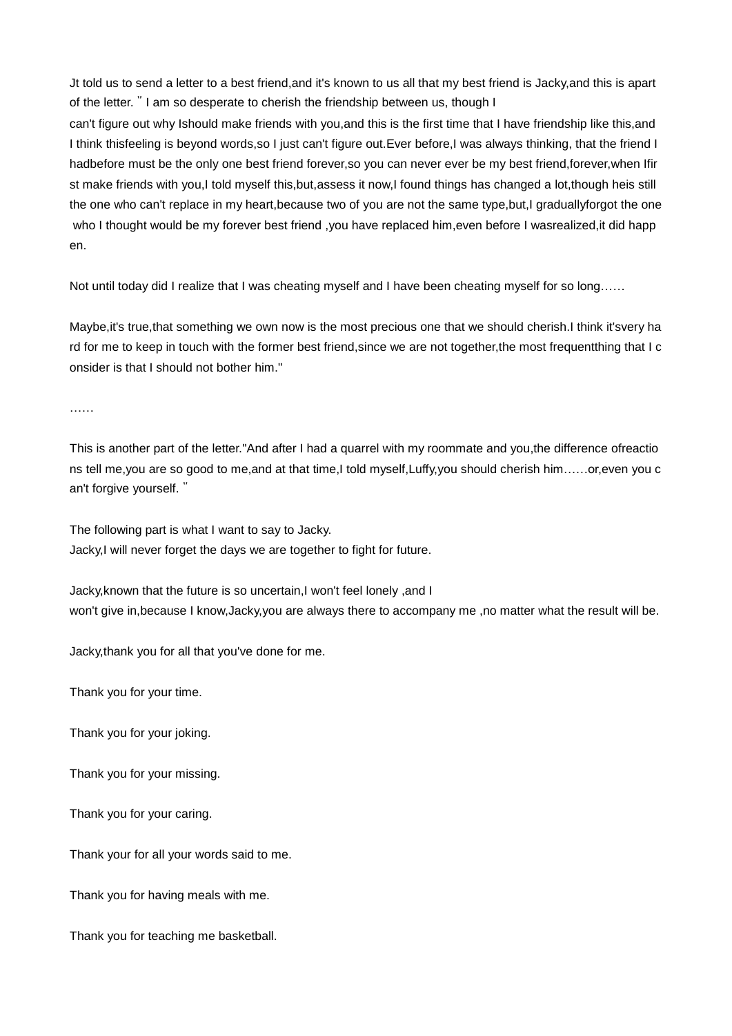Jt told us to send a letter to a best friend,and it's known to us all that my best friend is Jacky,and this is apart of the letter. " I am so desperate to cherish the friendship between us, though I
can't figure out why Ishould make friends with you,and this is the first time that I have friendship like this,and I think thisfeeling is beyond words,so I just can't figure out.Ever before,I was always thinking, that the friend I hadbefore must be the only one best friend forever,so you can never ever be my best friend,forever,when Ifirst make friends with you,I told myself this,but,assess it now,I found things has changed a lot,though heis still the one who can't replace in my heart,because two of you are not the same type,but,I graduallyforgot the one who I thought would be my forever best friend ,you have replaced him,even before I wasrealized,it did happen.

Not until today did I realize that I was cheating myself and I have been cheating myself for so long……

Maybe,it's true,that something we own now is the most precious one that we should cherish.I think it'svery hard for me to keep in touch with the former best friend,since we are not together,the most frequentthing that I consider is that I should not bother him."

……

This is another part of the letter."And after I had a quarrel with my roommate and you,the difference ofreactions tell me,you are so good to me,and at that time,I told myself,Luffy,you should cherish him……or,even you can't forgive yourself. "

The following part is what I want to say to Jacky.
Jacky,I will never forget the days we are together to fight for future.

Jacky,known that the future is so uncertain,I won't feel lonely ,and I
won't give in,because I know,Jacky,you are always there to accompany me ,no matter what the result will be.

Jacky,thank you for all that you've done for me.

Thank you for your time.

Thank you for your joking.

Thank you for your missing.

Thank you for your caring.

Thank your for all your words said to me.

Thank you for having meals with me.

Thank you for teaching me basketball.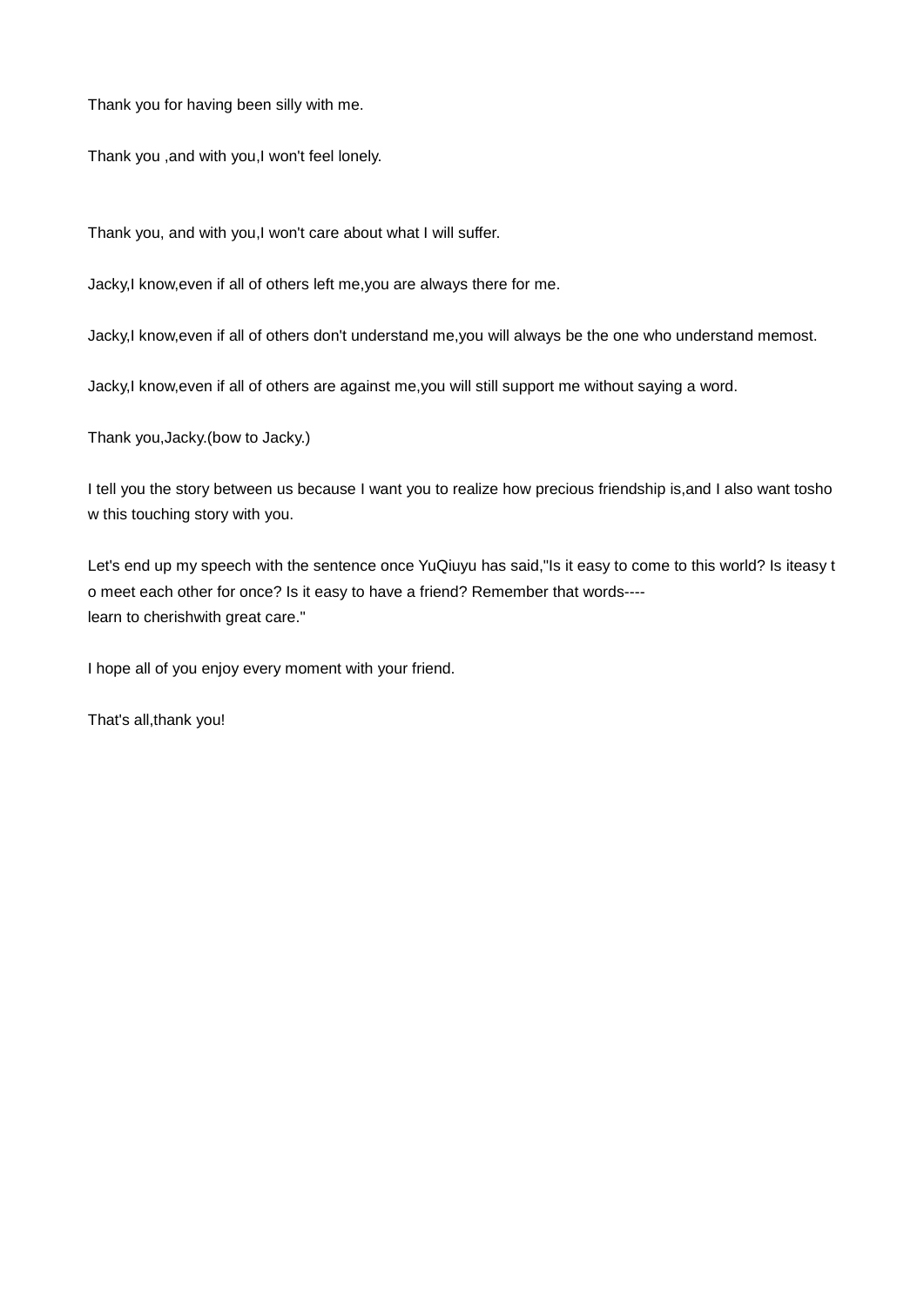Thank you for having been silly with me.

Thank you ,and with you,I won't feel lonely.

Thank you, and with you,I won't care about what I will suffer.

Jacky,I know,even if all of others left me,you are always there for me.

Jacky,I know,even if all of others don't understand me,you will always be the one who understand memost.

Jacky,I know,even if all of others are against me,you will still support me without saying a word.

Thank you,Jacky.(bow to Jacky.)

I tell you the story between us because I want you to realize how precious friendship is,and I also want toshow this touching story with you.

Let's end up my speech with the sentence once YuQiuyu has said,"Is it easy to come to this world? Is iteasy to meet each other for once? Is it easy to have a friend? Remember that words----
learn to cherishwith great care."

I hope all of you enjoy every moment with your friend.

That's all,thank you!